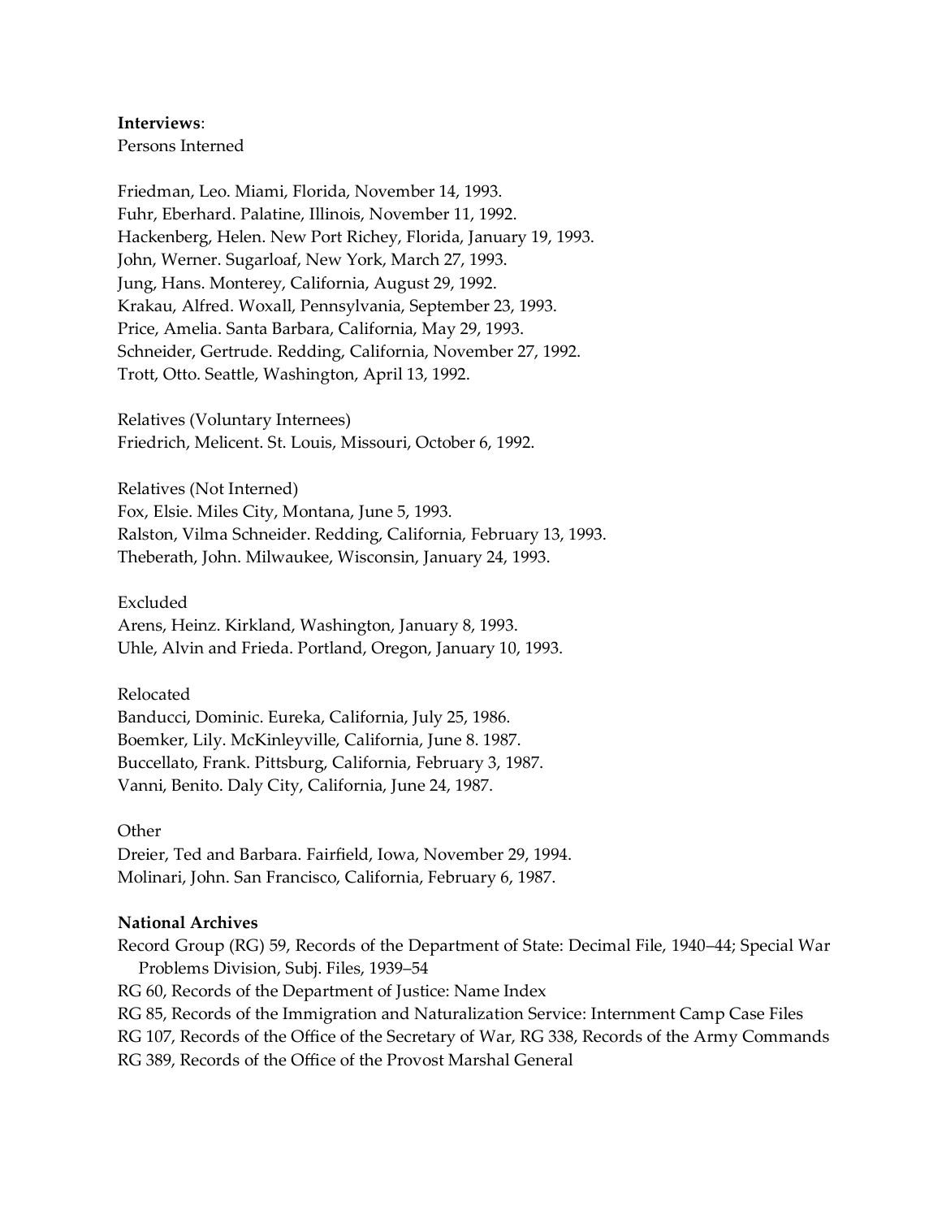**Interviews**:

Persons Interned

Friedman, Leo. Miami, Florida, November 14, 1993.
Fuhr, Eberhard. Palatine, Illinois, November 11, 1992.
Hackenberg, Helen. New Port Richey, Florida, January 19, 1993.
John, Werner. Sugarloaf, New York, March 27, 1993.
Jung, Hans. Monterey, California, August 29, 1992.
Krakau, Alfred. Woxall, Pennsylvania, September 23, 1993.
Price, Amelia. Santa Barbara, California, May 29, 1993.
Schneider, Gertrude. Redding, California, November 27, 1992.
Trott, Otto. Seattle, Washington, April 13, 1992.

Relatives (Voluntary Internees)
Friedrich, Melicent. St. Louis, Missouri, October 6, 1992.

Relatives (Not Interned)
Fox, Elsie. Miles City, Montana, June 5, 1993.
Ralston, Vilma Schneider. Redding, California, February 13, 1993.
Theberath, John. Milwaukee, Wisconsin, January 24, 1993.

Excluded
Arens, Heinz. Kirkland, Washington, January 8, 1993.
Uhle, Alvin and Frieda. Portland, Oregon, January 10, 1993.

Relocated
Banducci, Dominic. Eureka, California, July 25, 1986.
Boemker, Lily. McKinleyville, California, June 8. 1987.
Buccellato, Frank. Pittsburg, California, February 3, 1987.
Vanni, Benito. Daly City, California, June 24, 1987.

Other
Dreier, Ted and Barbara. Fairfield, Iowa, November 29, 1994.
Molinari, John. San Francisco, California, February 6, 1987.

**National Archives**

Record Group (RG) 59, Records of the Department of State: Decimal File, 1940–44; Special War Problems Division, Subj. Files, 1939–54
RG 60, Records of the Department of Justice: Name Index
RG 85, Records of the Immigration and Naturalization Service: Internment Camp Case Files
RG 107, Records of the Office of the Secretary of War, RG 338, Records of the Army Commands
RG 389, Records of the Office of the Provost Marshal General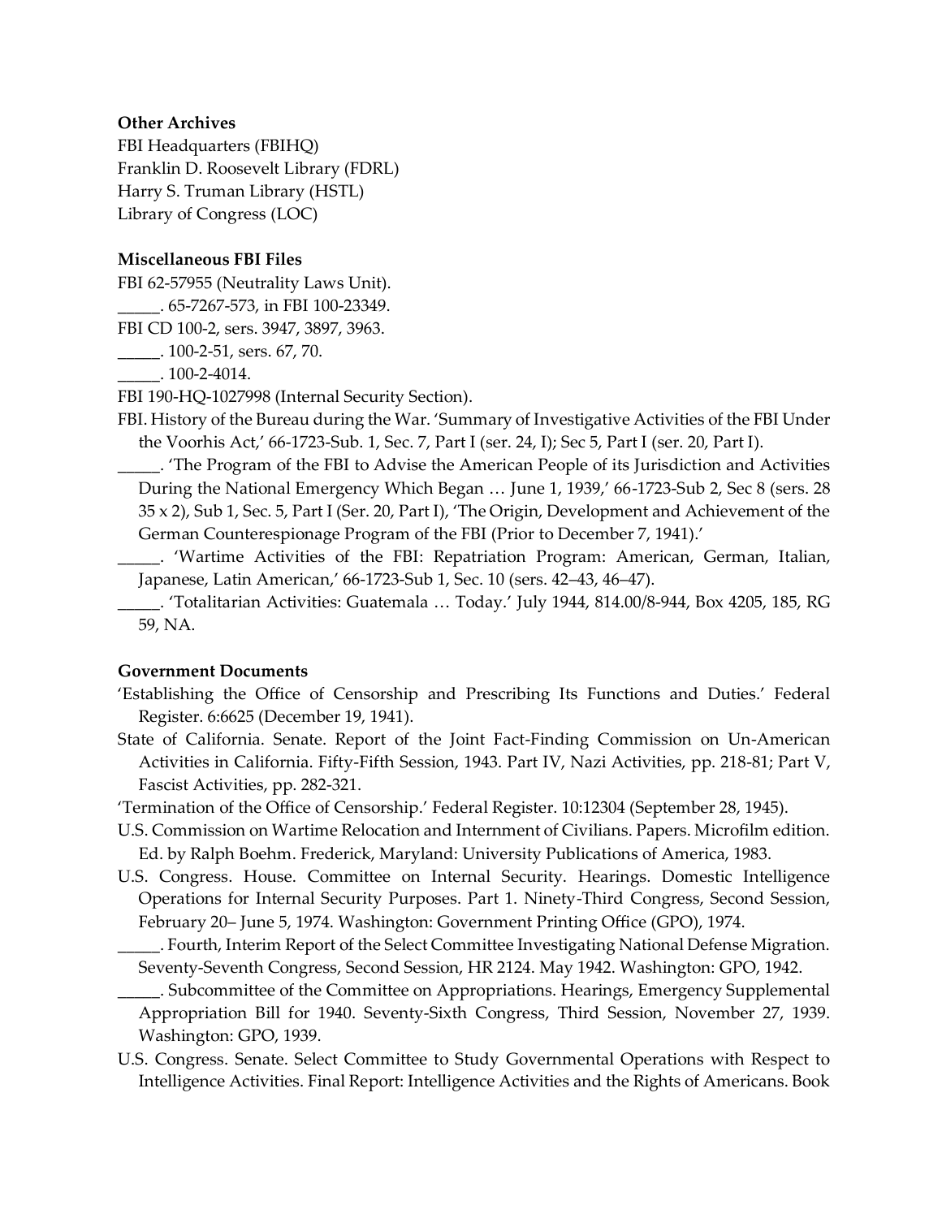**Other Archives**

FBI Headquarters (FBIHQ)
Franklin D. Roosevelt Library (FDRL)
Harry S. Truman Library (HSTL)
Library of Congress (LOC)

**Miscellaneous FBI Files**

FBI 62-57955 (Neutrality Laws Unit).

_____. 65-7267-573, in FBI 100-23349.

FBI CD 100-2, sers. 3947, 3897, 3963.

_____. 100-2-51, sers. 67, 70.

_____. 100-2-4014.

FBI 190-HQ-1027998 (Internal Security Section).

FBI. History of the Bureau during the War. 'Summary of Investigative Activities of the FBI Under the Voorhis Act,' 66-1723-Sub. 1, Sec. 7, Part I (ser. 24, I); Sec 5, Part I (ser. 20, Part I).

_____. 'The Program of the FBI to Advise the American People of its Jurisdiction and Activities During the National Emergency Which Began … June 1, 1939,' 66-1723-Sub 2, Sec 8 (sers. 28 35 x 2), Sub 1, Sec. 5, Part I (Ser. 20, Part I), 'The Origin, Development and Achievement of the German Counterespionage Program of the FBI (Prior to December 7, 1941).'

_____. 'Wartime Activities of the FBI: Repatriation Program: American, German, Italian, Japanese, Latin American,' 66-1723-Sub 1, Sec. 10 (sers. 42–43, 46–47).

_____. 'Totalitarian Activities: Guatemala … Today.' July 1944, 814.00/8-944, Box 4205, 185, RG 59, NA.

**Government Documents**

'Establishing the Office of Censorship and Prescribing Its Functions and Duties.' Federal Register. 6:6625 (December 19, 1941).

State of California. Senate. Report of the Joint Fact-Finding Commission on Un-American Activities in California. Fifty-Fifth Session, 1943. Part IV, Nazi Activities, pp. 218-81; Part V, Fascist Activities, pp. 282-321.

'Termination of the Office of Censorship.' Federal Register. 10:12304 (September 28, 1945).

U.S. Commission on Wartime Relocation and Internment of Civilians. Papers. Microfilm edition. Ed. by Ralph Boehm. Frederick, Maryland: University Publications of America, 1983.

U.S. Congress. House. Committee on Internal Security. Hearings. Domestic Intelligence Operations for Internal Security Purposes. Part 1. Ninety-Third Congress, Second Session, February 20– June 5, 1974. Washington: Government Printing Office (GPO), 1974.

_____. Fourth, Interim Report of the Select Committee Investigating National Defense Migration. Seventy-Seventh Congress, Second Session, HR 2124. May 1942. Washington: GPO, 1942.

_____. Subcommittee of the Committee on Appropriations. Hearings, Emergency Supplemental Appropriation Bill for 1940. Seventy-Sixth Congress, Third Session, November 27, 1939. Washington: GPO, 1939.

U.S. Congress. Senate. Select Committee to Study Governmental Operations with Respect to Intelligence Activities. Final Report: Intelligence Activities and the Rights of Americans. Book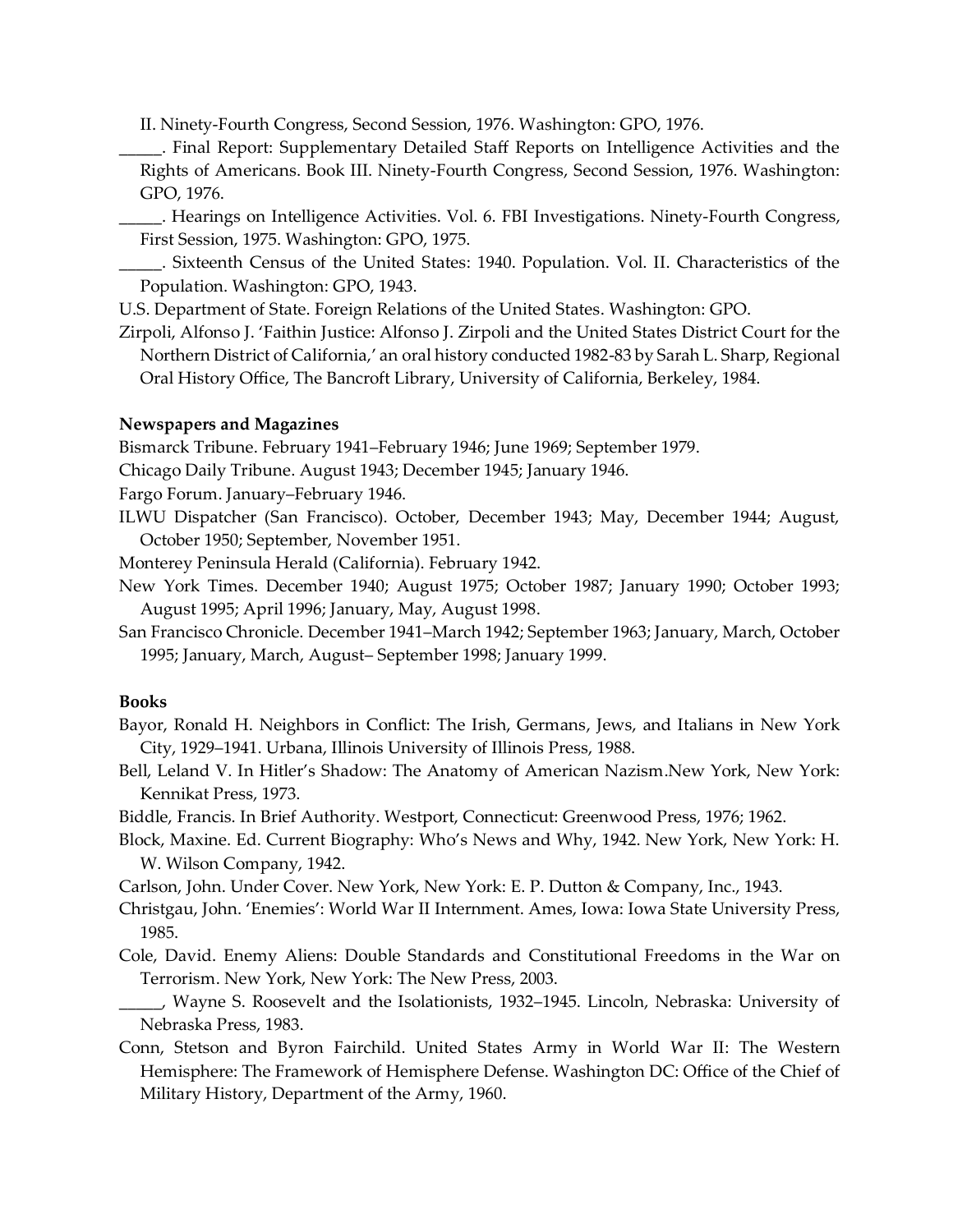II. Ninety-Fourth Congress, Second Session, 1976. Washington: GPO, 1976.

_____. Final Report: Supplementary Detailed Staff Reports on Intelligence Activities and the Rights of Americans. Book III. Ninety-Fourth Congress, Second Session, 1976. Washington: GPO, 1976.

_____. Hearings on Intelligence Activities. Vol. 6. FBI Investigations. Ninety-Fourth Congress, First Session, 1975. Washington: GPO, 1975.

_____. Sixteenth Census of the United States: 1940. Population. Vol. II. Characteristics of the Population. Washington: GPO, 1943.

U.S. Department of State. Foreign Relations of the United States. Washington: GPO.

Zirpoli, Alfonso J. 'Faithin Justice: Alfonso J. Zirpoli and the United States District Court for the Northern District of California,' an oral history conducted 1982-83 by Sarah L. Sharp, Regional Oral History Office, The Bancroft Library, University of California, Berkeley, 1984.

**Newspapers and Magazines**

Bismarck Tribune. February 1941–February 1946; June 1969; September 1979.

Chicago Daily Tribune. August 1943; December 1945; January 1946.

Fargo Forum. January–February 1946.

ILWU Dispatcher (San Francisco). October, December 1943; May, December 1944; August, October 1950; September, November 1951.

Monterey Peninsula Herald (California). February 1942.

New York Times. December 1940; August 1975; October 1987; January 1990; October 1993; August 1995; April 1996; January, May, August 1998.

San Francisco Chronicle. December 1941–March 1942; September 1963; January, March, October 1995; January, March, August– September 1998; January 1999.

**Books**

Bayor, Ronald H. Neighbors in Conflict: The Irish, Germans, Jews, and Italians in New York City, 1929–1941. Urbana, Illinois University of Illinois Press, 1988.

Bell, Leland V. In Hitler's Shadow: The Anatomy of American Nazism.New York, New York: Kennikat Press, 1973.

Biddle, Francis. In Brief Authority. Westport, Connecticut: Greenwood Press, 1976; 1962.

Block, Maxine. Ed. Current Biography: Who's News and Why, 1942. New York, New York: H. W. Wilson Company, 1942.

Carlson, John. Under Cover. New York, New York: E. P. Dutton & Company, Inc., 1943.

Christgau, John. 'Enemies': World War II Internment. Ames, Iowa: Iowa State University Press, 1985.

Cole, David. Enemy Aliens: Double Standards and Constitutional Freedoms in the War on Terrorism. New York, New York: The New Press, 2003.

_____, Wayne S. Roosevelt and the Isolationists, 1932–1945. Lincoln, Nebraska: University of Nebraska Press, 1983.

Conn, Stetson and Byron Fairchild. United States Army in World War II: The Western Hemisphere: The Framework of Hemisphere Defense. Washington DC: Office of the Chief of Military History, Department of the Army, 1960.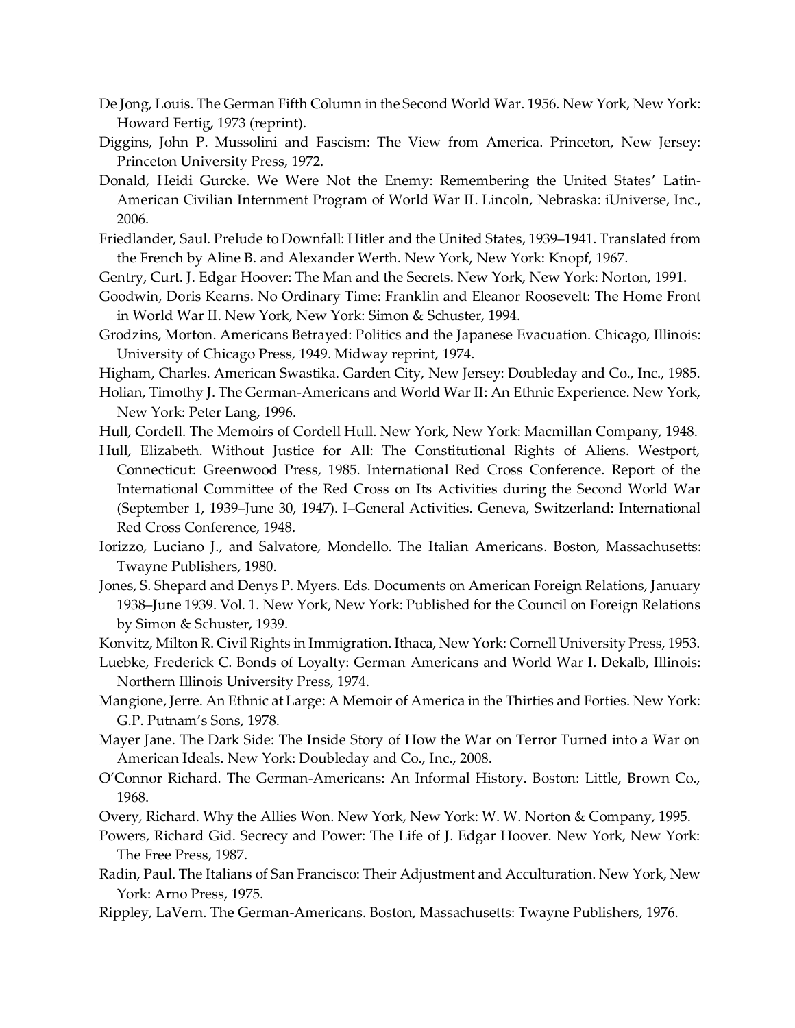De Jong, Louis. The German Fifth Column in the Second World War. 1956. New York, New York: Howard Fertig, 1973 (reprint).

Diggins, John P. Mussolini and Fascism: The View from America. Princeton, New Jersey: Princeton University Press, 1972.

Donald, Heidi Gurcke. We Were Not the Enemy: Remembering the United States' Latin-American Civilian Internment Program of World War II. Lincoln, Nebraska: iUniverse, Inc., 2006.

Friedlander, Saul. Prelude to Downfall: Hitler and the United States, 1939–1941. Translated from the French by Aline B. and Alexander Werth. New York, New York: Knopf, 1967.

Gentry, Curt. J. Edgar Hoover: The Man and the Secrets. New York, New York: Norton, 1991.

Goodwin, Doris Kearns. No Ordinary Time: Franklin and Eleanor Roosevelt: The Home Front in World War II. New York, New York: Simon & Schuster, 1994.

Grodzins, Morton. Americans Betrayed: Politics and the Japanese Evacuation. Chicago, Illinois: University of Chicago Press, 1949. Midway reprint, 1974.

Higham, Charles. American Swastika. Garden City, New Jersey: Doubleday and Co., Inc., 1985.

Holian, Timothy J. The German-Americans and World War II: An Ethnic Experience. New York, New York: Peter Lang, 1996.

Hull, Cordell. The Memoirs of Cordell Hull. New York, New York: Macmillan Company, 1948.

Hull, Elizabeth. Without Justice for All: The Constitutional Rights of Aliens. Westport, Connecticut: Greenwood Press, 1985. International Red Cross Conference. Report of the International Committee of the Red Cross on Its Activities during the Second World War (September 1, 1939–June 30, 1947). I–General Activities. Geneva, Switzerland: International Red Cross Conference, 1948.

Iorizzo, Luciano J., and Salvatore, Mondello. The Italian Americans. Boston, Massachusetts: Twayne Publishers, 1980.

Jones, S. Shepard and Denys P. Myers. Eds. Documents on American Foreign Relations, January 1938–June 1939. Vol. 1. New York, New York: Published for the Council on Foreign Relations by Simon & Schuster, 1939.

Konvitz, Milton R. Civil Rights in Immigration. Ithaca, New York: Cornell University Press, 1953.

Luebke, Frederick C. Bonds of Loyalty: German Americans and World War I. Dekalb, Illinois: Northern Illinois University Press, 1974.

Mangione, Jerre. An Ethnic at Large: A Memoir of America in the Thirties and Forties. New York: G.P. Putnam's Sons, 1978.

Mayer Jane. The Dark Side: The Inside Story of How the War on Terror Turned into a War on American Ideals. New York: Doubleday and Co., Inc., 2008.

O'Connor Richard. The German-Americans: An Informal History. Boston: Little, Brown Co., 1968.

Overy, Richard. Why the Allies Won. New York, New York: W. W. Norton & Company, 1995.

Powers, Richard Gid. Secrecy and Power: The Life of J. Edgar Hoover. New York, New York: The Free Press, 1987.

Radin, Paul. The Italians of San Francisco: Their Adjustment and Acculturation. New York, New York: Arno Press, 1975.

Rippley, LaVern. The German-Americans. Boston, Massachusetts: Twayne Publishers, 1976.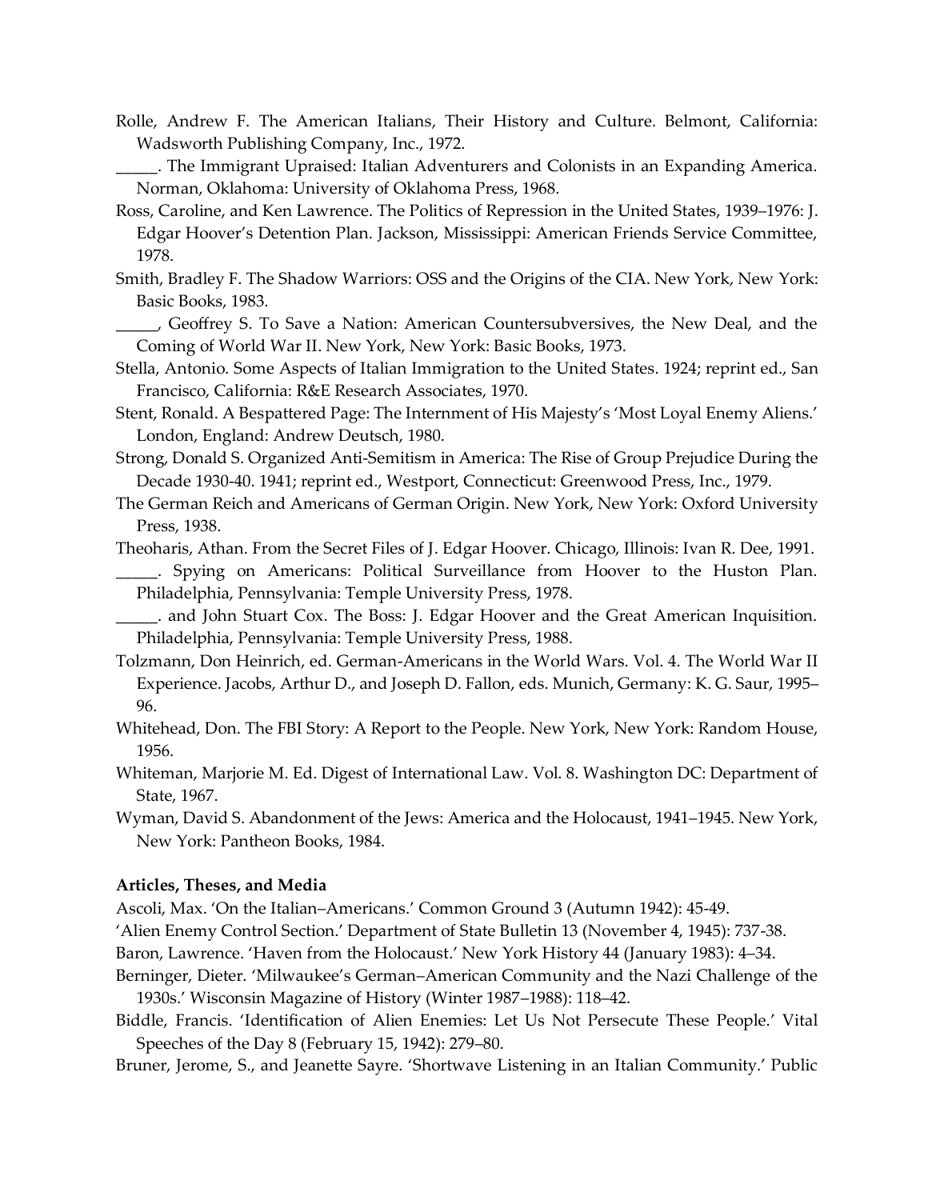Rolle, Andrew F. The American Italians, Their History and Culture. Belmont, California: Wadsworth Publishing Company, Inc., 1972.

_____. The Immigrant Upraised: Italian Adventurers and Colonists in an Expanding America. Norman, Oklahoma: University of Oklahoma Press, 1968.

Ross, Caroline, and Ken Lawrence. The Politics of Repression in the United States, 1939–1976: J. Edgar Hoover's Detention Plan. Jackson, Mississippi: American Friends Service Committee, 1978.

Smith, Bradley F. The Shadow Warriors: OSS and the Origins of the CIA. New York, New York: Basic Books, 1983.

_____, Geoffrey S. To Save a Nation: American Countersubversives, the New Deal, and the Coming of World War II. New York, New York: Basic Books, 1973.

Stella, Antonio. Some Aspects of Italian Immigration to the United States. 1924; reprint ed., San Francisco, California: R&E Research Associates, 1970.

Stent, Ronald. A Bespattered Page: The Internment of His Majesty's 'Most Loyal Enemy Aliens.' London, England: Andrew Deutsch, 1980.

Strong, Donald S. Organized Anti-Semitism in America: The Rise of Group Prejudice During the Decade 1930-40. 1941; reprint ed., Westport, Connecticut: Greenwood Press, Inc., 1979.

The German Reich and Americans of German Origin. New York, New York: Oxford University Press, 1938.

Theoharis, Athan. From the Secret Files of J. Edgar Hoover. Chicago, Illinois: Ivan R. Dee, 1991.

_____. Spying on Americans: Political Surveillance from Hoover to the Huston Plan. Philadelphia, Pennsylvania: Temple University Press, 1978.

_____. and John Stuart Cox. The Boss: J. Edgar Hoover and the Great American Inquisition. Philadelphia, Pennsylvania: Temple University Press, 1988.

Tolzmann, Don Heinrich, ed. German-Americans in the World Wars. Vol. 4. The World War II Experience. Jacobs, Arthur D., and Joseph D. Fallon, eds. Munich, Germany: K. G. Saur, 1995–96.

Whitehead, Don. The FBI Story: A Report to the People. New York, New York: Random House, 1956.

Whiteman, Marjorie M. Ed. Digest of International Law. Vol. 8. Washington DC: Department of State, 1967.

Wyman, David S. Abandonment of the Jews: America and the Holocaust, 1941–1945. New York, New York: Pantheon Books, 1984.

**Articles, Theses, and Media**

Ascoli, Max. 'On the Italian–Americans.' Common Ground 3 (Autumn 1942): 45-49.

'Alien Enemy Control Section.' Department of State Bulletin 13 (November 4, 1945): 737-38.

Baron, Lawrence. 'Haven from the Holocaust.' New York History 44 (January 1983): 4–34.

Berninger, Dieter. 'Milwaukee's German–American Community and the Nazi Challenge of the 1930s.' Wisconsin Magazine of History (Winter 1987–1988): 118–42.

Biddle, Francis. 'Identification of Alien Enemies: Let Us Not Persecute These People.' Vital Speeches of the Day 8 (February 15, 1942): 279–80.

Bruner, Jerome, S., and Jeanette Sayre. 'Shortwave Listening in an Italian Community.' Public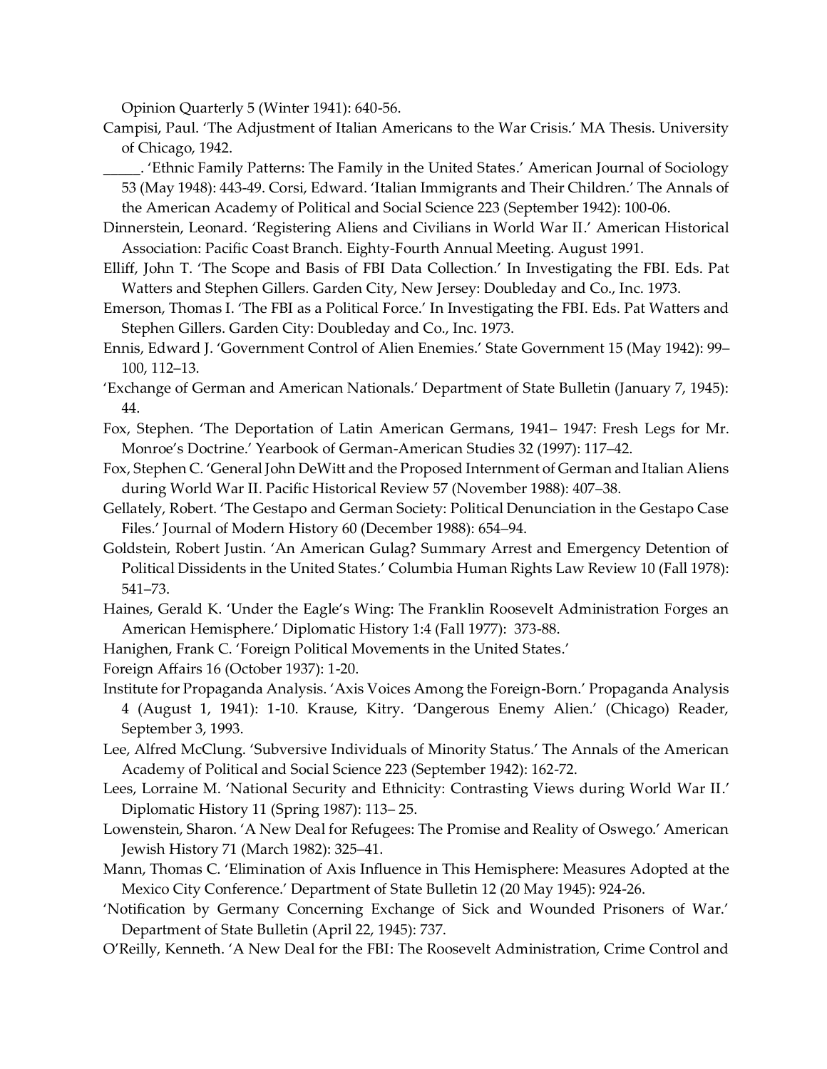Opinion Quarterly 5 (Winter 1941): 640-56.

Campisi, Paul. 'The Adjustment of Italian Americans to the War Crisis.' MA Thesis. University of Chicago, 1942.

_____. 'Ethnic Family Patterns: The Family in the United States.' American Journal of Sociology 53 (May 1948): 443-49. Corsi, Edward. 'Italian Immigrants and Their Children.' The Annals of the American Academy of Political and Social Science 223 (September 1942): 100-06.

Dinnerstein, Leonard. 'Registering Aliens and Civilians in World War II.' American Historical Association: Pacific Coast Branch. Eighty-Fourth Annual Meeting. August 1991.

Elliff, John T. 'The Scope and Basis of FBI Data Collection.' In Investigating the FBI. Eds. Pat Watters and Stephen Gillers. Garden City, New Jersey: Doubleday and Co., Inc. 1973.

Emerson, Thomas I. 'The FBI as a Political Force.' In Investigating the FBI. Eds. Pat Watters and Stephen Gillers. Garden City: Doubleday and Co., Inc. 1973.

Ennis, Edward J. 'Government Control of Alien Enemies.' State Government 15 (May 1942): 99–100, 112–13.

'Exchange of German and American Nationals.' Department of State Bulletin (January 7, 1945): 44.

Fox, Stephen. 'The Deportation of Latin American Germans, 1941– 1947: Fresh Legs for Mr. Monroe's Doctrine.' Yearbook of German-American Studies 32 (1997): 117–42.

Fox, Stephen C. 'General John DeWitt and the Proposed Internment of German and Italian Aliens during World War II. Pacific Historical Review 57 (November 1988): 407–38.

Gellately, Robert. 'The Gestapo and German Society: Political Denunciation in the Gestapo Case Files.' Journal of Modern History 60 (December 1988): 654–94.

Goldstein, Robert Justin. 'An American Gulag? Summary Arrest and Emergency Detention of Political Dissidents in the United States.' Columbia Human Rights Law Review 10 (Fall 1978): 541–73.

Haines, Gerald K. 'Under the Eagle's Wing: The Franklin Roosevelt Administration Forges an American Hemisphere.' Diplomatic History 1:4 (Fall 1977): 373-88.

Hanighen, Frank C. 'Foreign Political Movements in the United States.'

Foreign Affairs 16 (October 1937): 1-20.

Institute for Propaganda Analysis. 'Axis Voices Among the Foreign-Born.' Propaganda Analysis 4 (August 1, 1941): 1-10. Krause, Kitry. 'Dangerous Enemy Alien.' (Chicago) Reader, September 3, 1993.

Lee, Alfred McClung. 'Subversive Individuals of Minority Status.' The Annals of the American Academy of Political and Social Science 223 (September 1942): 162-72.

Lees, Lorraine M. 'National Security and Ethnicity: Contrasting Views during World War II.' Diplomatic History 11 (Spring 1987): 113– 25.

Lowenstein, Sharon. 'A New Deal for Refugees: The Promise and Reality of Oswego.' American Jewish History 71 (March 1982): 325–41.

Mann, Thomas C. 'Elimination of Axis Influence in This Hemisphere: Measures Adopted at the Mexico City Conference.' Department of State Bulletin 12 (20 May 1945): 924-26.

'Notification by Germany Concerning Exchange of Sick and Wounded Prisoners of War.' Department of State Bulletin (April 22, 1945): 737.

O'Reilly, Kenneth. 'A New Deal for the FBI: The Roosevelt Administration, Crime Control and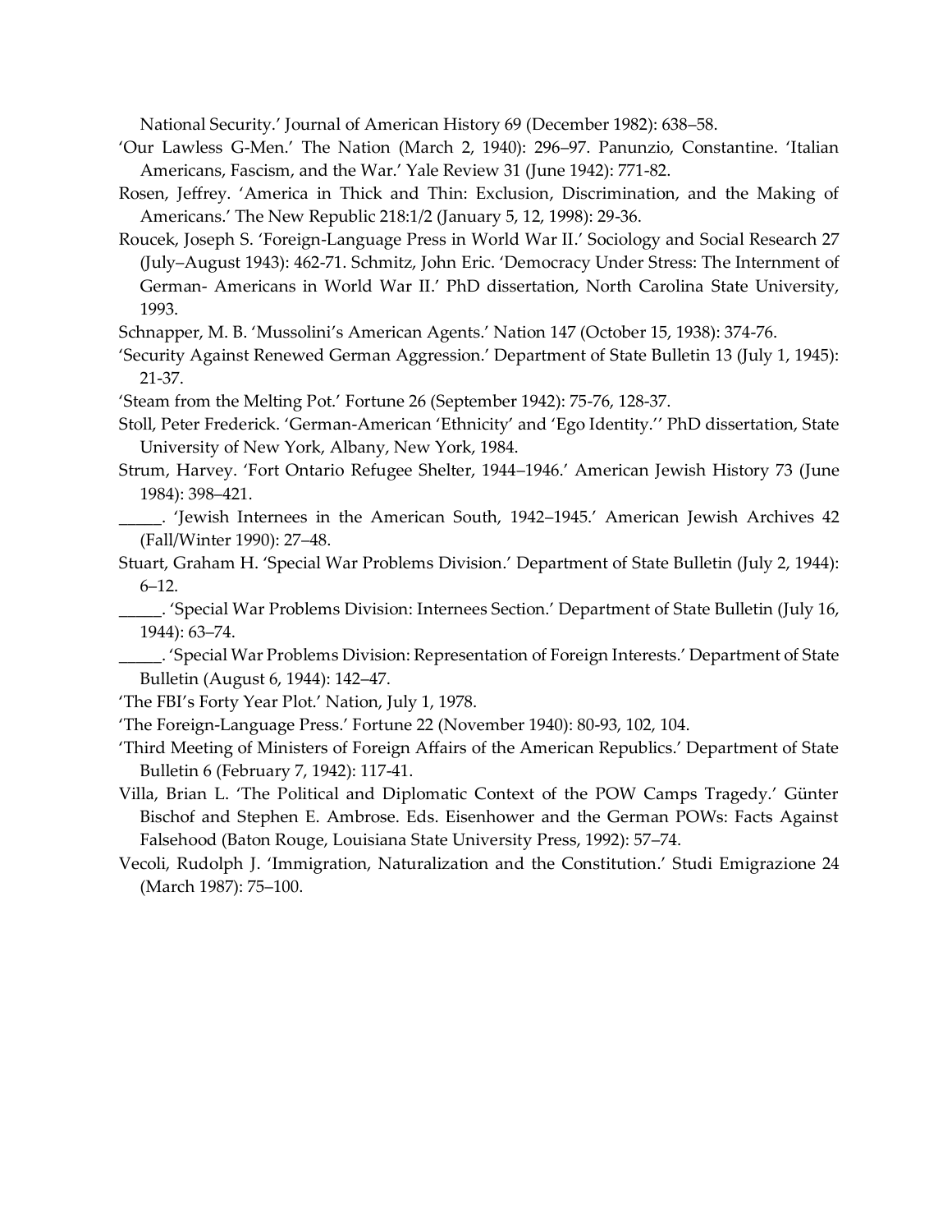National Security.' Journal of American History 69 (December 1982): 638–58.

'Our Lawless G-Men.' The Nation (March 2, 1940): 296–97. Panunzio, Constantine. 'Italian Americans, Fascism, and the War.' Yale Review 31 (June 1942): 771-82.

Rosen, Jeffrey. 'America in Thick and Thin: Exclusion, Discrimination, and the Making of Americans.' The New Republic 218:1/2 (January 5, 12, 1998): 29-36.

Roucek, Joseph S. 'Foreign-Language Press in World War II.' Sociology and Social Research 27 (July–August 1943): 462-71. Schmitz, John Eric. 'Democracy Under Stress: The Internment of German- Americans in World War II.' PhD dissertation, North Carolina State University, 1993.

Schnapper, M. B. 'Mussolini's American Agents.' Nation 147 (October 15, 1938): 374-76.

'Security Against Renewed German Aggression.' Department of State Bulletin 13 (July 1, 1945): 21-37.

'Steam from the Melting Pot.' Fortune 26 (September 1942): 75-76, 128-37.

Stoll, Peter Frederick. 'German-American 'Ethnicity' and 'Ego Identity.'' PhD dissertation, State University of New York, Albany, New York, 1984.

Strum, Harvey. 'Fort Ontario Refugee Shelter, 1944–1946.' American Jewish History 73 (June 1984): 398–421.

_____. 'Jewish Internees in the American South, 1942–1945.' American Jewish Archives 42 (Fall/Winter 1990): 27–48.

Stuart, Graham H. 'Special War Problems Division.' Department of State Bulletin (July 2, 1944): 6–12.

_____. 'Special War Problems Division: Internees Section.' Department of State Bulletin (July 16, 1944): 63–74.

_____. 'Special War Problems Division: Representation of Foreign Interests.' Department of State Bulletin (August 6, 1944): 142–47.

'The FBI's Forty Year Plot.' Nation, July 1, 1978.

'The Foreign-Language Press.' Fortune 22 (November 1940): 80-93, 102, 104.

'Third Meeting of Ministers of Foreign Affairs of the American Republics.' Department of State Bulletin 6 (February 7, 1942): 117-41.

Villa, Brian L. 'The Political and Diplomatic Context of the POW Camps Tragedy.' Günter Bischof and Stephen E. Ambrose. Eds. Eisenhower and the German POWs: Facts Against Falsehood (Baton Rouge, Louisiana State University Press, 1992): 57–74.

Vecoli, Rudolph J. 'Immigration, Naturalization and the Constitution.' Studi Emigrazione 24 (March 1987): 75–100.